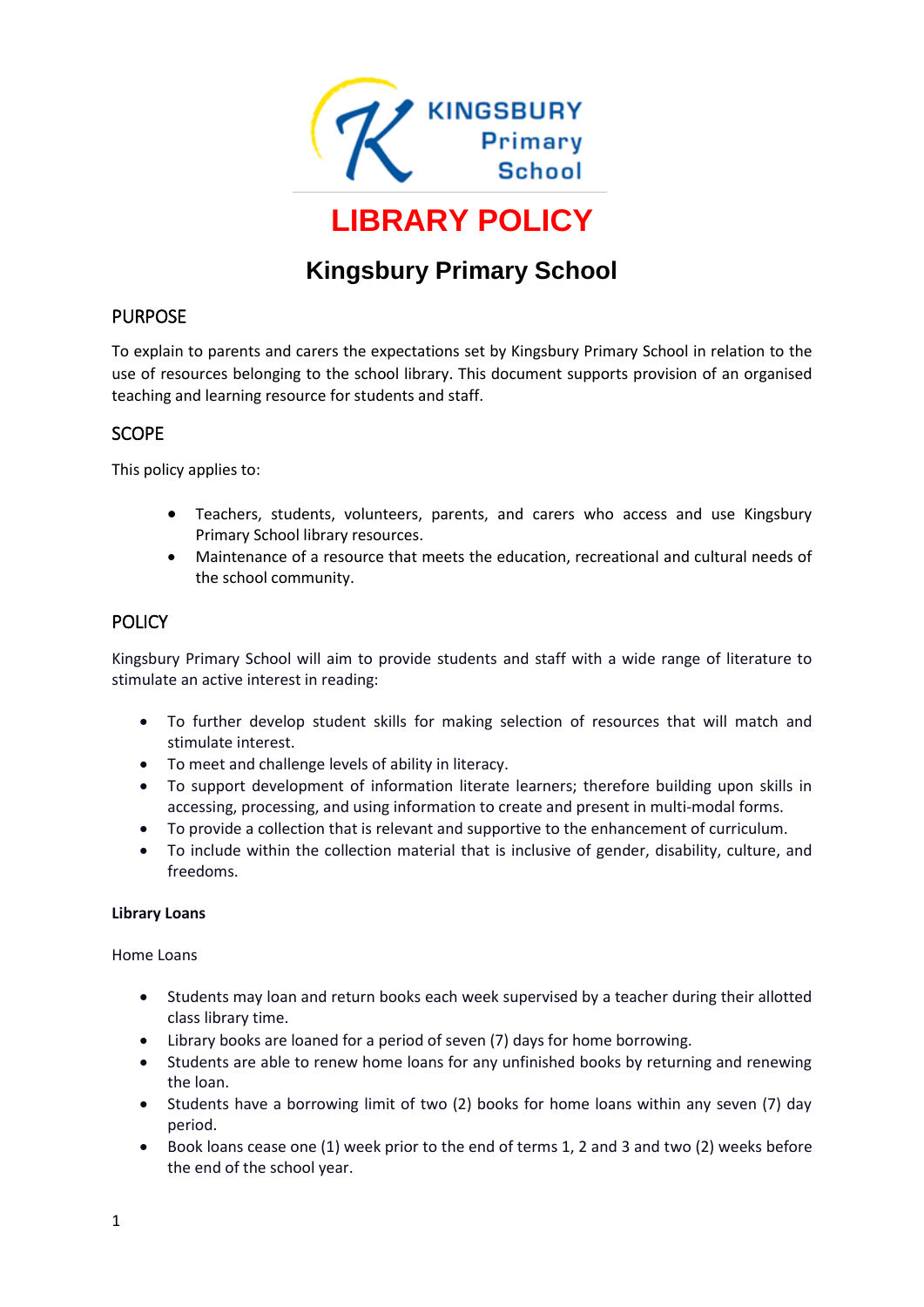Kingsbury Primary School

# LIBRARY POLICY

## Kingsbury Primary School

### PURPOSE

To explain to parents and carers the expectations set by Kingsbury Primary School in relation to the use of resources belonging to the school library. This document supports provision of an organised teaching and learning resource for students and staff.

### SCOPE

This policy applies to:

- Teachers, students, volunteers, parents, and carers who access and use Kingsbury Primary School library resources.
- Maintenance of a resource that meets the education, recreational and cultural needs of the school community.

### POLICY

Kingsbury Primary School will aim to provide students and staff with a wide range of literature to stimulate an active interest in reading:

- To further develop student skills for making selection of resources that will match and stimulate interest.
- To meet and challenge levels of ability in literacy.
- To support development of information literate learners; therefore building upon skills in accessing, processing, and using information to create and present in multi-modal forms.
- To provide a collection that is relevant and supportive to the enhancement of curriculum.
- To include within the collection material that is inclusive of gender, disability, culture, and freedoms.

**Library Loans**

Home Loans

- Students may loan and return books each week supervised by a teacher during their allotted class library time.
- Library books are loaned for a period of seven (7) days for home borrowing.
- Students are able to renew home loans for any unfinished books by returning and renewing the loan.
- Students have a borrowing limit of two (2) books for home loans within any seven (7) day period.
- Book loans cease one (1) week prior to the end of terms 1, 2 and 3 and two (2) weeks before the end of the school year.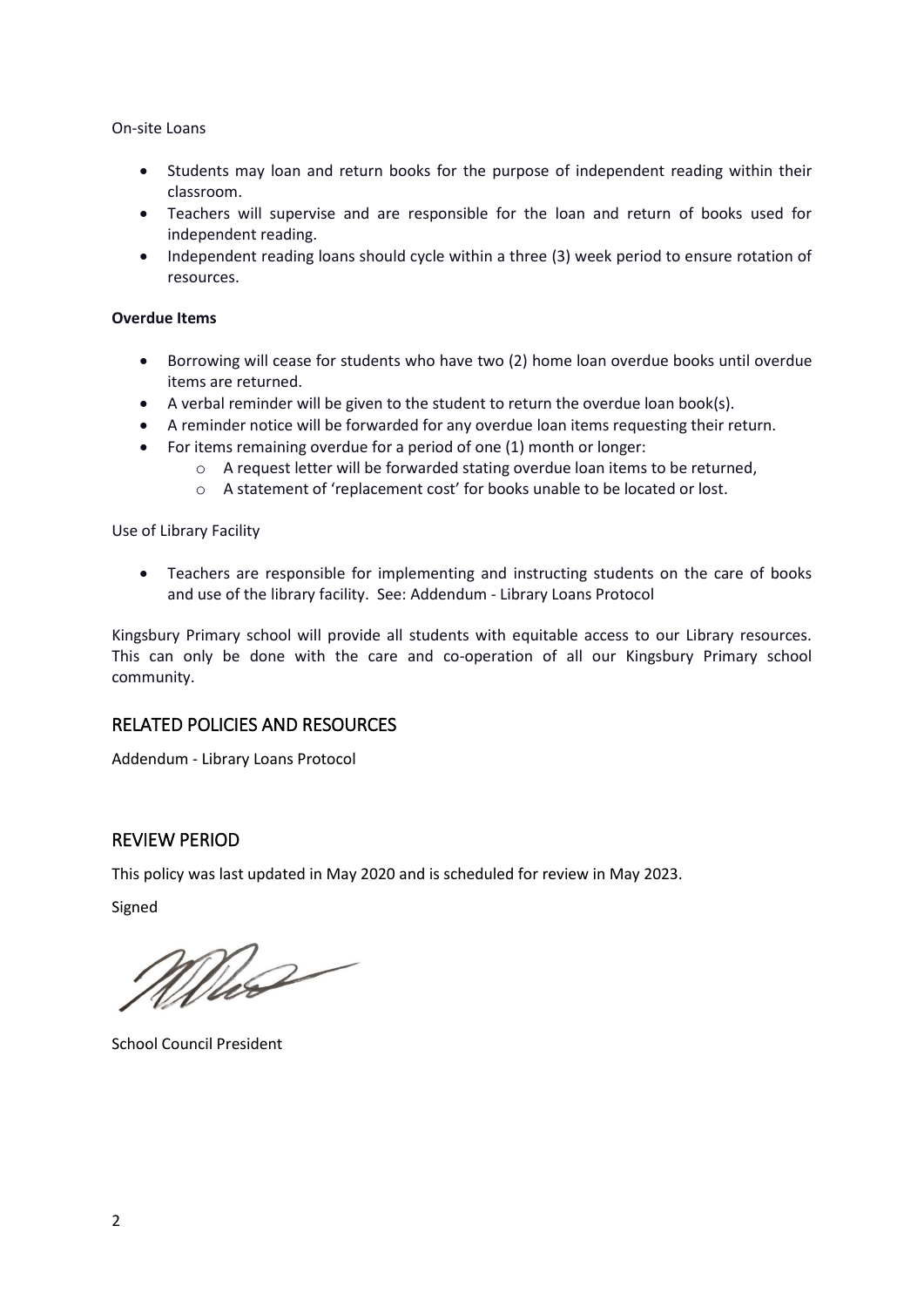On-site Loans

- Students may loan and return books for the purpose of independent reading within their classroom.
- Teachers will supervise and are responsible for the loan and return of books used for independent reading.
- Independent reading loans should cycle within a three (3) week period to ensure rotation of resources.

**Overdue Items**

- Borrowing will cease for students who have two (2) home loan overdue books until overdue items are returned.
- A verbal reminder will be given to the student to return the overdue loan book(s).
- A reminder notice will be forwarded for any overdue loan items requesting their return.
- For items remaining overdue for a period of one (1) month or longer:
  - A request letter will be forwarded stating overdue loan items to be returned,
  - A statement of 'replacement cost' for books unable to be located or lost.

Use of Library Facility

- Teachers are responsible for implementing and instructing students on the care of books and use of the library facility. See: Addendum - Library Loans Protocol

Kingsbury Primary school will provide all students with equitable access to our Library resources. This can only be done with the care and co-operation of all our Kingsbury Primary school community.

## RELATED POLICIES AND RESOURCES

Addendum - Library Loans Protocol

## REVIEW PERIOD

This policy was last updated in May 2020 and is scheduled for review in May 2023.

Signed

School Council President